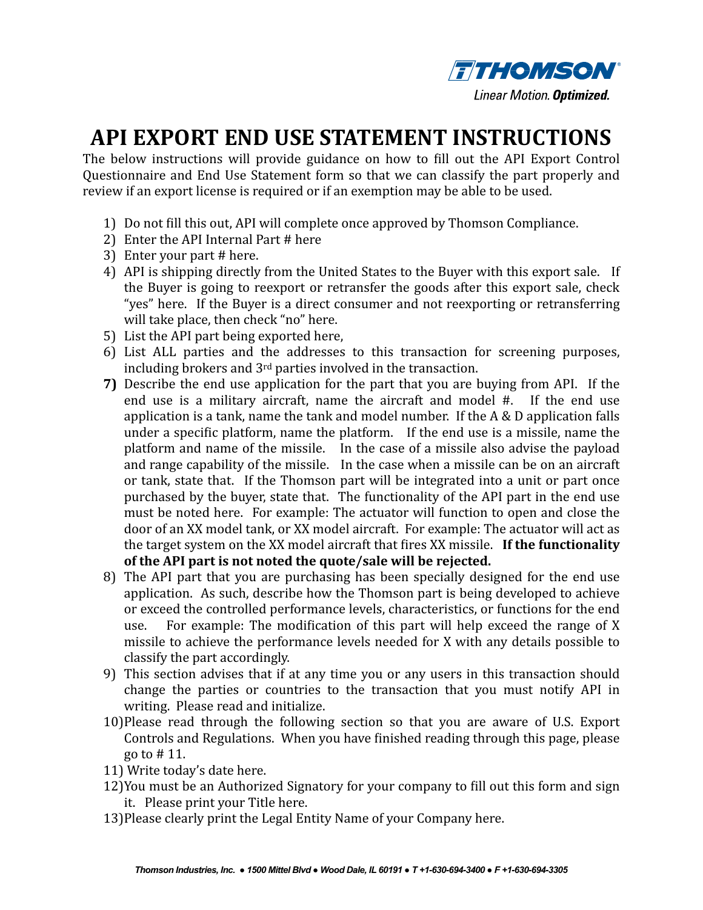THOMSON
Linear Motion. ***Optimized.***

# API EXPORT END USE STATEMENT INSTRUCTIONS

The below instructions will provide guidance on how to fill out the API Export Control Questionnaire and End Use Statement form so that we can classify the part properly and review if an export license is required or if an exemption may be able to be used.

1) Do not fill this out, API will complete once approved by Thomson Compliance.
2) Enter the API Internal Part # here
3) Enter your part # here.
4) API is shipping directly from the United States to the Buyer with this export sale. If the Buyer is going to reexport or retransfer the goods after this export sale, check "yes" here. If the Buyer is a direct consumer and not reexporting or retransferring will take place, then check "no" here.
5) List the API part being exported here,
6) List ALL parties and the addresses to this transaction for screening purposes, including brokers and 3rd parties involved in the transaction.
7) Describe the end use application for the part that you are buying from API. If the end use is a military aircraft, name the aircraft and model #. If the end use application is a tank, name the tank and model number. If the A & D application falls under a specific platform, name the platform. If the end use is a missile, name the platform and name of the missile. In the case of a missile also advise the payload and range capability of the missile. In the case when a missile can be on an aircraft or tank, state that. If the Thomson part will be integrated into a unit or part once purchased by the buyer, state that. The functionality of the API part in the end use must be noted here. For example: The actuator will function to open and close the door of an XX model tank, or XX model aircraft. For example: The actuator will act as the target system on the XX model aircraft that fires XX missile. **If the functionality of the API part is not noted the quote/sale will be rejected.**
8) The API part that you are purchasing has been specially designed for the end use application. As such, describe how the Thomson part is being developed to achieve or exceed the controlled performance levels, characteristics, or functions for the end use. For example: The modification of this part will help exceed the range of X missile to achieve the performance levels needed for X with any details possible to classify the part accordingly.
9) This section advises that if at any time you or any users in this transaction should change the parties or countries to the transaction that you must notify API in writing. Please read and initialize.
10) Please read through the following section so that you are aware of U.S. Export Controls and Regulations. When you have finished reading through this page, please go to # 11.
11) Write today's date here.
12) You must be an Authorized Signatory for your company to fill out this form and sign it. Please print your Title here.
13) Please clearly print the Legal Entity Name of your Company here.

*Thomson Industries, Inc. ● 1500 Mittel Blvd ● Wood Dale, IL 60191 ● T +1-630-694-3400 ● F +1-630-694-3305*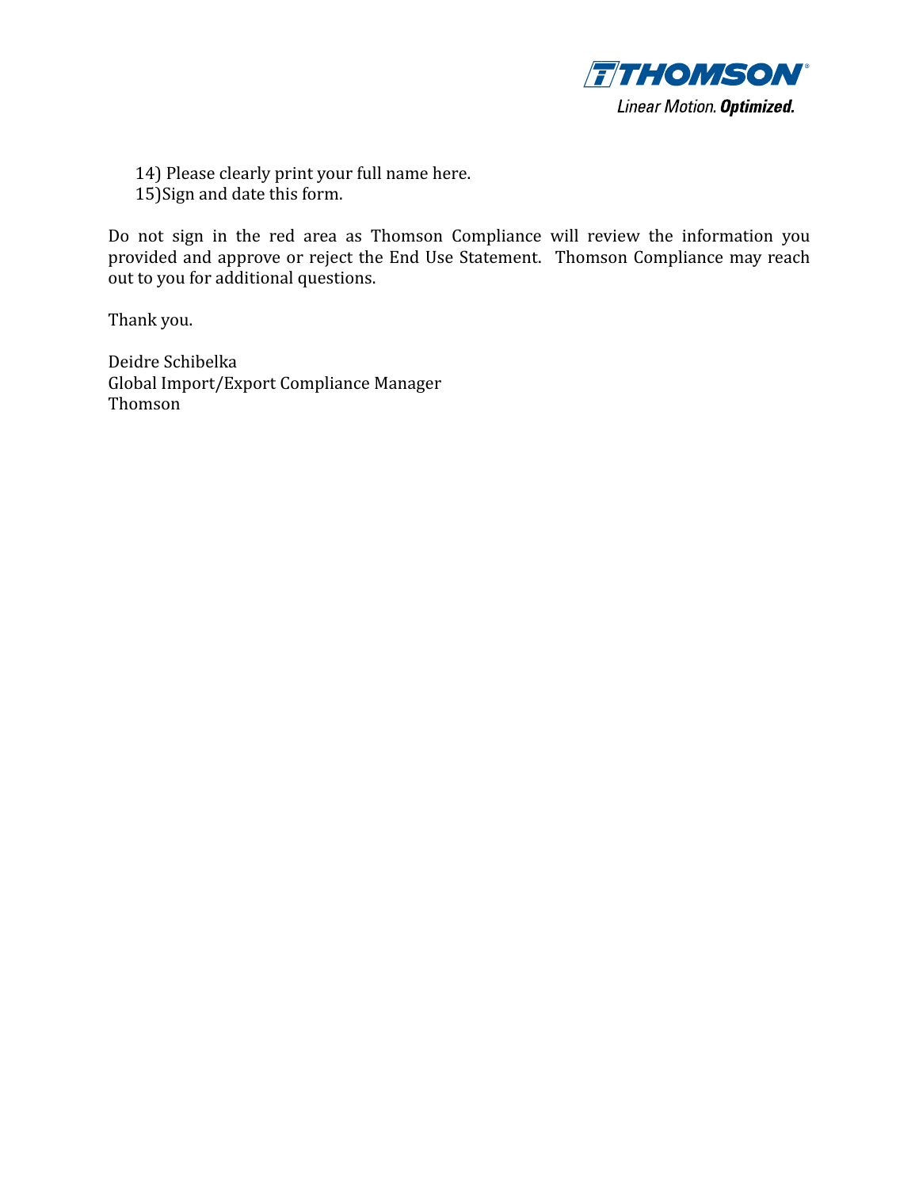14) Please clearly print your full name here.
15) Sign and date this form.

Do not sign in the red area as Thomson Compliance will review the information you provided and approve or reject the End Use Statement. Thomson Compliance may reach out to you for additional questions.

Thank you.

Deidre Schibelka
Global Import/Export Compliance Manager
Thomson